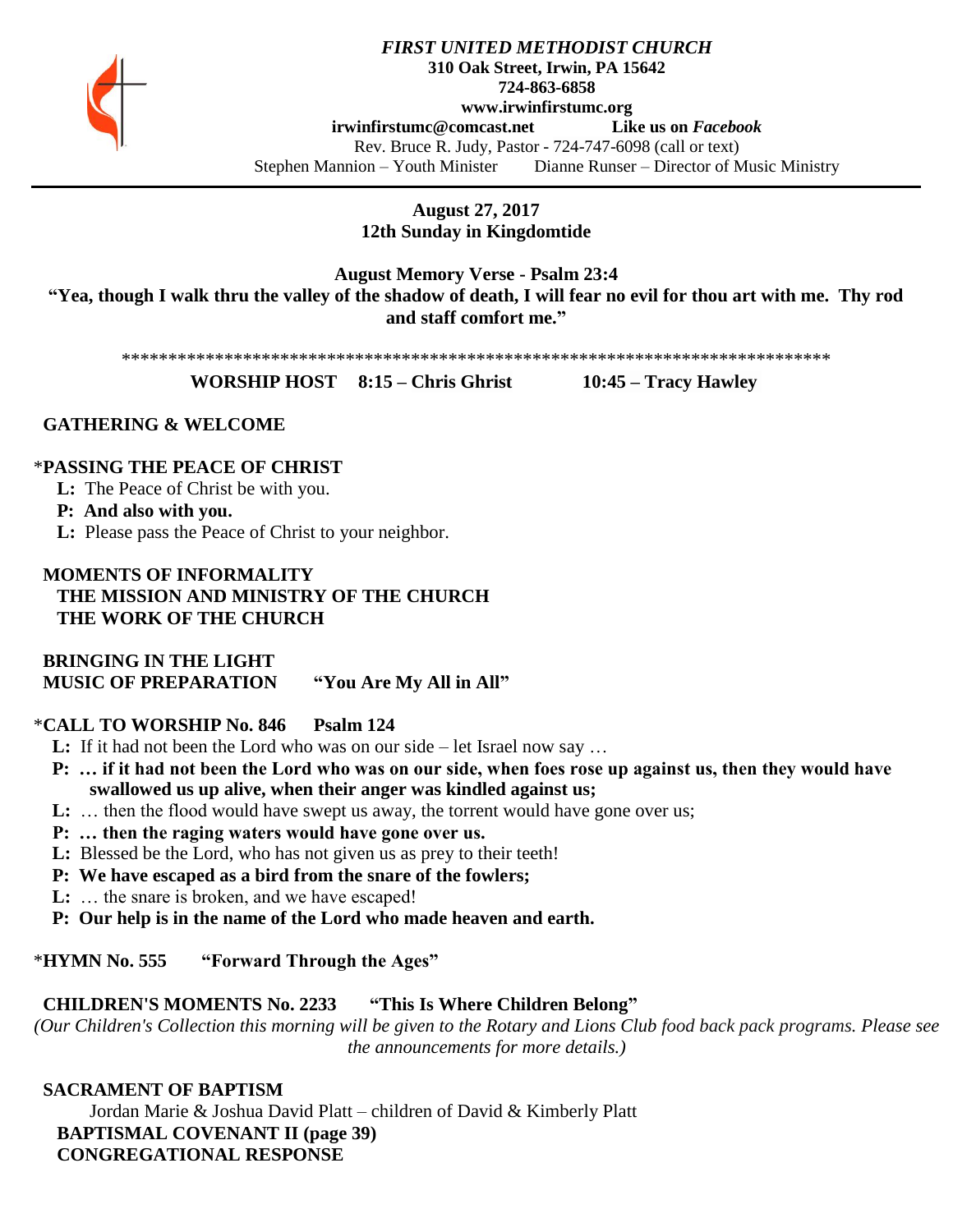***FIRST UNITED METHODIST CHURCH***
**310 Oak Street, Irwin, PA 15642**
**724-863-6858**
**www.irwinfirstumc.org**
**irwinfirstumc@comcast.net** **Like us on *Facebook***
Rev. Bruce R. Judy, Pastor - 724-747-6098 (call or text)
Stephen Mannion – Youth Minister Dianne Runser – Director of Music Ministry

**August 27, 2017**
**12th Sunday in Kingdomtide**

**August Memory Verse - Psalm 23:4**
**"Yea, though I walk thru the valley of the shadow of death, I will fear no evil for thou art with me. Thy rod and staff comfort me."**

*******************************************************************************

**WORSHIP HOST 8:15 – Chris Ghrist 10:45 – Tracy Hawley**

**GATHERING & WELCOME**

*__PASSING THE PEACE OF CHRIST__
**L:** The Peace of Christ be with you.
**P: And also with you.**
**L:** Please pass the Peace of Christ to your neighbor.

**MOMENTS OF INFORMALITY**
**THE MISSION AND MINISTRY OF THE CHURCH**
**THE WORK OF THE CHURCH**

**BRINGING IN THE LIGHT**
**MUSIC OF PREPARATION "You Are My All in All"**

*__CALL TO WORSHIP No. 846 Psalm 124__
**L:** If it had not been the Lord who was on our side – let Israel now say …
**P: … if it had not been the Lord who was on our side, when foes rose up against us, then they would have swallowed us up alive, when their anger was kindled against us;**
**L:** … then the flood would have swept us away, the torrent would have gone over us;
**P: … then the raging waters would have gone over us.**
**L:** Blessed be the Lord, who has not given us as prey to their teeth!
**P: We have escaped as a bird from the snare of the fowlers;**
**L:** … the snare is broken, and we have escaped!
**P: Our help is in the name of the Lord who made heaven and earth.**

*__HYMN No. 555 "Forward Through the Ages"__

**CHILDREN'S MOMENTS No. 2233 "This Is Where Children Belong"**
*(Our Children's Collection this morning will be given to the Rotary and Lions Club food back pack programs. Please see the announcements for more details.)*

**SACRAMENT OF BAPTISM**
Jordan Marie & Joshua David Platt – children of David & Kimberly Platt
**BAPTISMAL COVENANT II (page 39)**
**CONGREGATIONAL RESPONSE**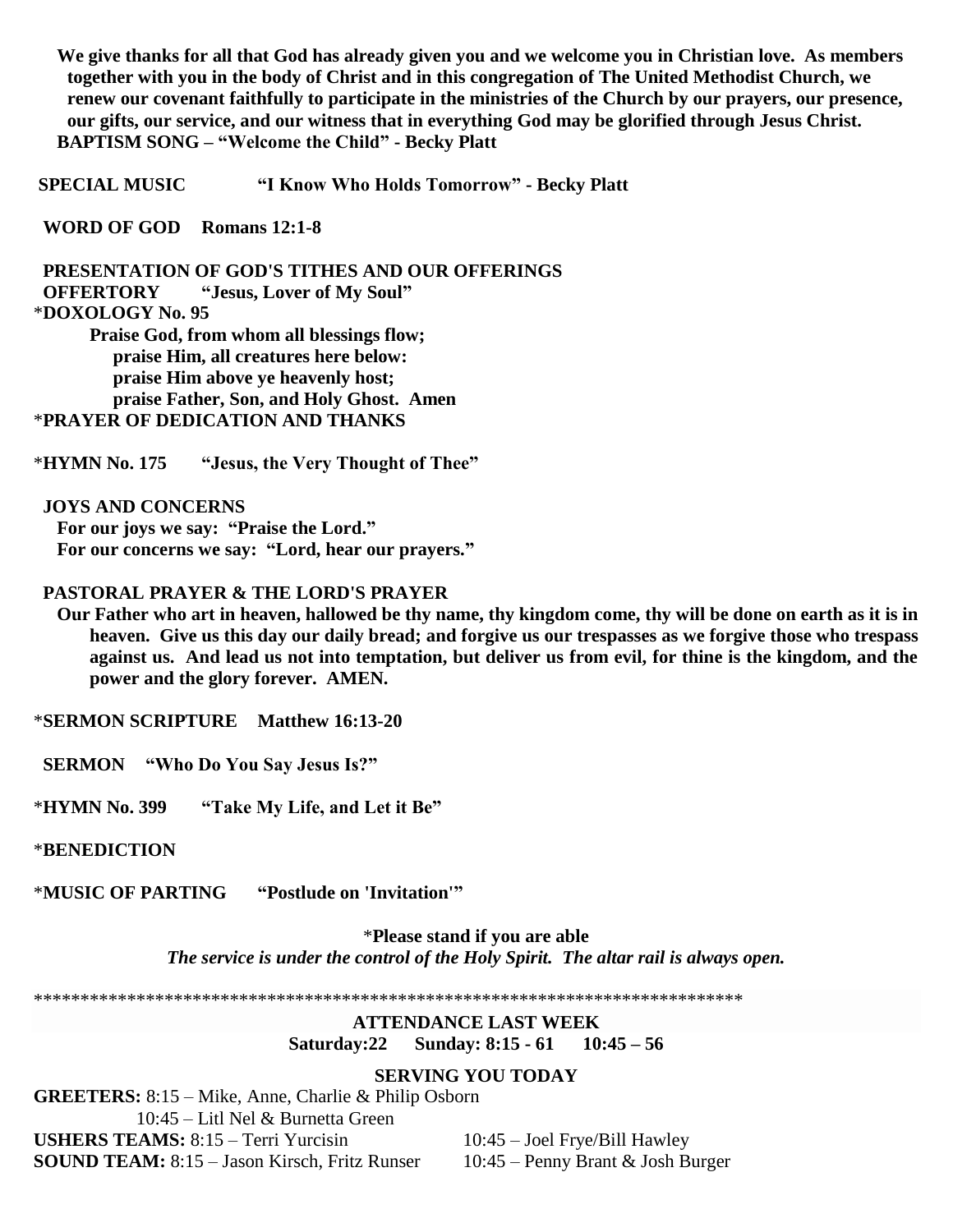**We give thanks for all that God has already given you and we welcome you in Christian love. As members together with you in the body of Christ and in this congregation of The United Methodist Church, we renew our covenant faithfully to participate in the ministries of the Church by our prayers, our presence, our gifts, our service, and our witness that in everything God may be glorified through Jesus Christ.**

**BAPTISM SONG – "Welcome the Child" - Becky Platt**

**SPECIAL MUSIC "I Know Who Holds Tomorrow" - Becky Platt**

**WORD OF GOD Romans 12:1-8**

**PRESENTATION OF GOD'S TITHES AND OUR OFFERINGS**

**OFFERTORY "Jesus, Lover of My Soul"**

*__DOXOLOGY No. 95__

**Praise God, from whom all blessings flow;**
**praise Him, all creatures here below:**
**praise Him above ye heavenly host;**
**praise Father, Son, and Holy Ghost. Amen**

*__PRAYER OF DEDICATION AND THANKS__

*__HYMN No. 175 "Jesus, the Very Thought of Thee"__

**JOYS AND CONCERNS**

**For our joys we say: "Praise the Lord."**
**For our concerns we say: "Lord, hear our prayers."**

**PASTORAL PRAYER & THE LORD'S PRAYER**

**Our Father who art in heaven, hallowed be thy name, thy kingdom come, thy will be done on earth as it is in heaven. Give us this day our daily bread; and forgive us our trespasses as we forgive those who trespass against us. And lead us not into temptation, but deliver us from evil, for thine is the kingdom, and the power and the glory forever. AMEN.**

*__SERMON SCRIPTURE Matthew 16:13-20__

**SERMON "Who Do You Say Jesus Is?"**

*__HYMN No. 399 "Take My Life, and Let it Be"__

*__BENEDICTION__

*__MUSIC OF PARTING "Postlude on 'Invitation'"__

*__Please stand if you are able__

***The service is under the control of the Holy Spirit. The altar rail is always open.***

******************************************************************************

**ATTENDANCE LAST WEEK**

**Saturday:22 Sunday: 8:15 - 61 10:45 – 56**

**SERVING YOU TODAY**

**GREETERS:** 8:15 – Mike, Anne, Charlie & Philip Osborn
10:45 – Litl Nel & Burnetta Green

**USHERS TEAMS:** 8:15 – Terri Yurcisin 10:45 – Joel Frye/Bill Hawley

**SOUND TEAM:** 8:15 – Jason Kirsch, Fritz Runser 10:45 – Penny Brant & Josh Burger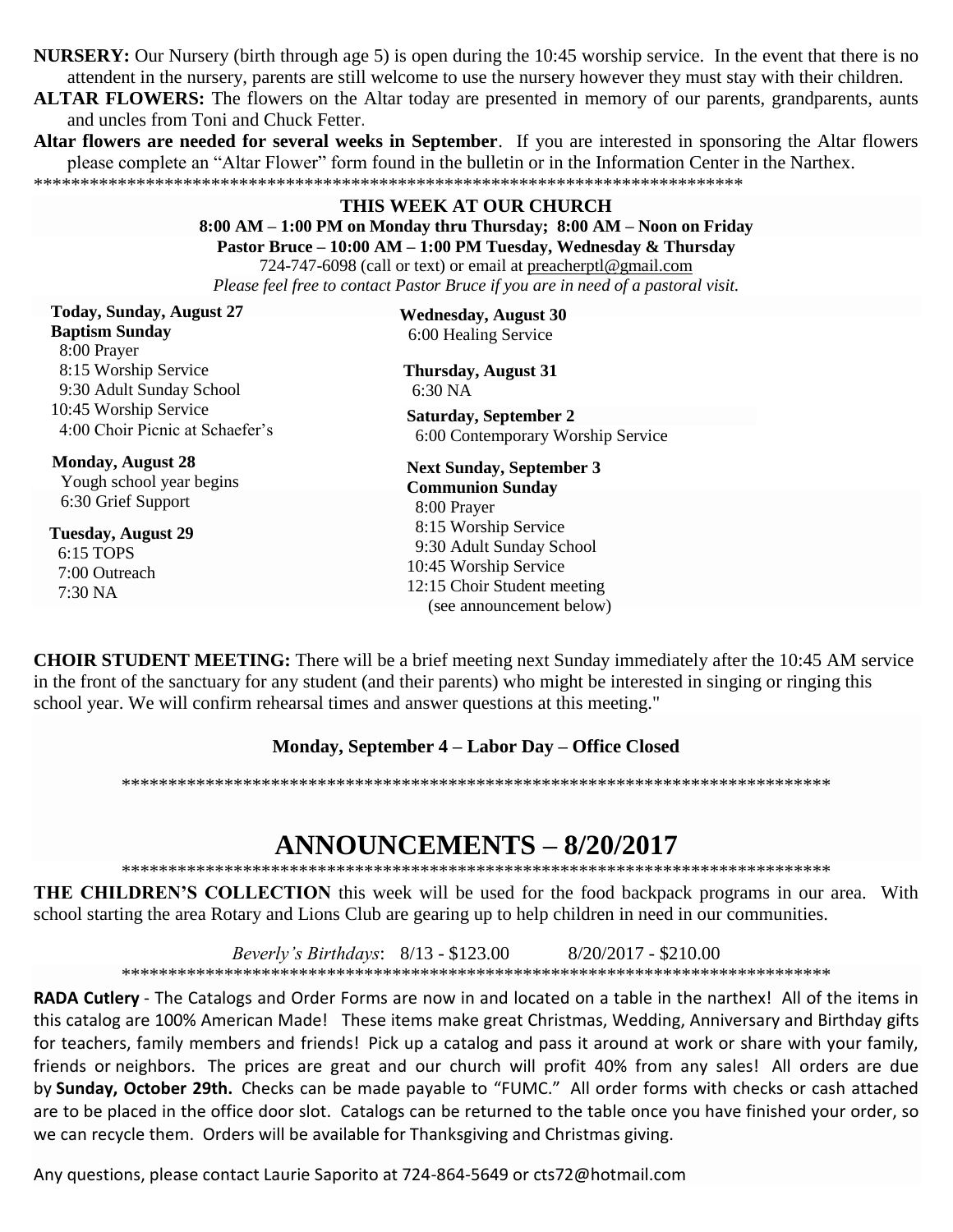**NURSERY:** Our Nursery (birth through age 5) is open during the 10:45 worship service. In the event that there is no attendent in the nursery, parents are still welcome to use the nursery however they must stay with their children.

**ALTAR FLOWERS:** The flowers on the Altar today are presented in memory of our parents, grandparents, aunts and uncles from Toni and Chuck Fetter.

**Altar flowers are needed for several weeks in September**. If you are interested in sponsoring the Altar flowers please complete an "Altar Flower" form found in the bulletin or in the Information Center in the Narthex.

*******************************************************************************

**THIS WEEK AT OUR CHURCH**

**8:00 AM – 1:00 PM on Monday thru Thursday; 8:00 AM – Noon on Friday**

**Pastor Bruce – 10:00 AM – 1:00 PM Tuesday, Wednesday & Thursday**

724-747-6098 (call or text) or email at preacherptl@gmail.com

*Please feel free to contact Pastor Bruce if you are in need of a pastoral visit.*

**Today, Sunday, August 27**
**Baptism Sunday**
8:00 Prayer
8:15 Worship Service
9:30 Adult Sunday School
10:45 Worship Service
4:00 Choir Picnic at Schaefer's

**Monday, August 28**
Yough school year begins
6:30 Grief Support

**Tuesday, August 29**
6:15 TOPS
7:00 Outreach
7:30 NA

**Wednesday, August 30**
6:00 Healing Service

**Thursday, August 31**
6:30 NA

**Saturday, September 2**
6:00 Contemporary Worship Service

**Next Sunday, September 3**
**Communion Sunday**
8:00 Prayer
8:15 Worship Service
9:30 Adult Sunday School
10:45 Worship Service
12:15 Choir Student meeting
(see announcement below)

**CHOIR STUDENT MEETING:** There will be a brief meeting next Sunday immediately after the 10:45 AM service in the front of the sanctuary for any student (and their parents) who might be interested in singing or ringing this school year. We will confirm rehearsal times and answer questions at this meeting."

**Monday, September 4 – Labor Day – Office Closed**

*******************************************************************************

# ANNOUNCEMENTS – 8/20/2017

*******************************************************************************

**THE CHILDREN'S COLLECTION** this week will be used for the food backpack programs in our area. With school starting the area Rotary and Lions Club are gearing up to help children in need in our communities.

*Beverly's Birthdays*: 8/13 - $123.00 8/20/2017 - $210.00

*******************************************************************************

**RADA Cutlery** - The Catalogs and Order Forms are now in and located on a table in the narthex! All of the items in this catalog are 100% American Made! These items make great Christmas, Wedding, Anniversary and Birthday gifts for teachers, family members and friends! Pick up a catalog and pass it around at work or share with your family, friends or neighbors. The prices are great and our church will profit 40% from any sales! All orders are due by **Sunday, October 29th.** Checks can be made payable to "FUMC." All order forms with checks or cash attached are to be placed in the office door slot. Catalogs can be returned to the table once you have finished your order, so we can recycle them. Orders will be available for Thanksgiving and Christmas giving.

Any questions, please contact Laurie Saporito at 724-864-5649 or cts72@hotmail.com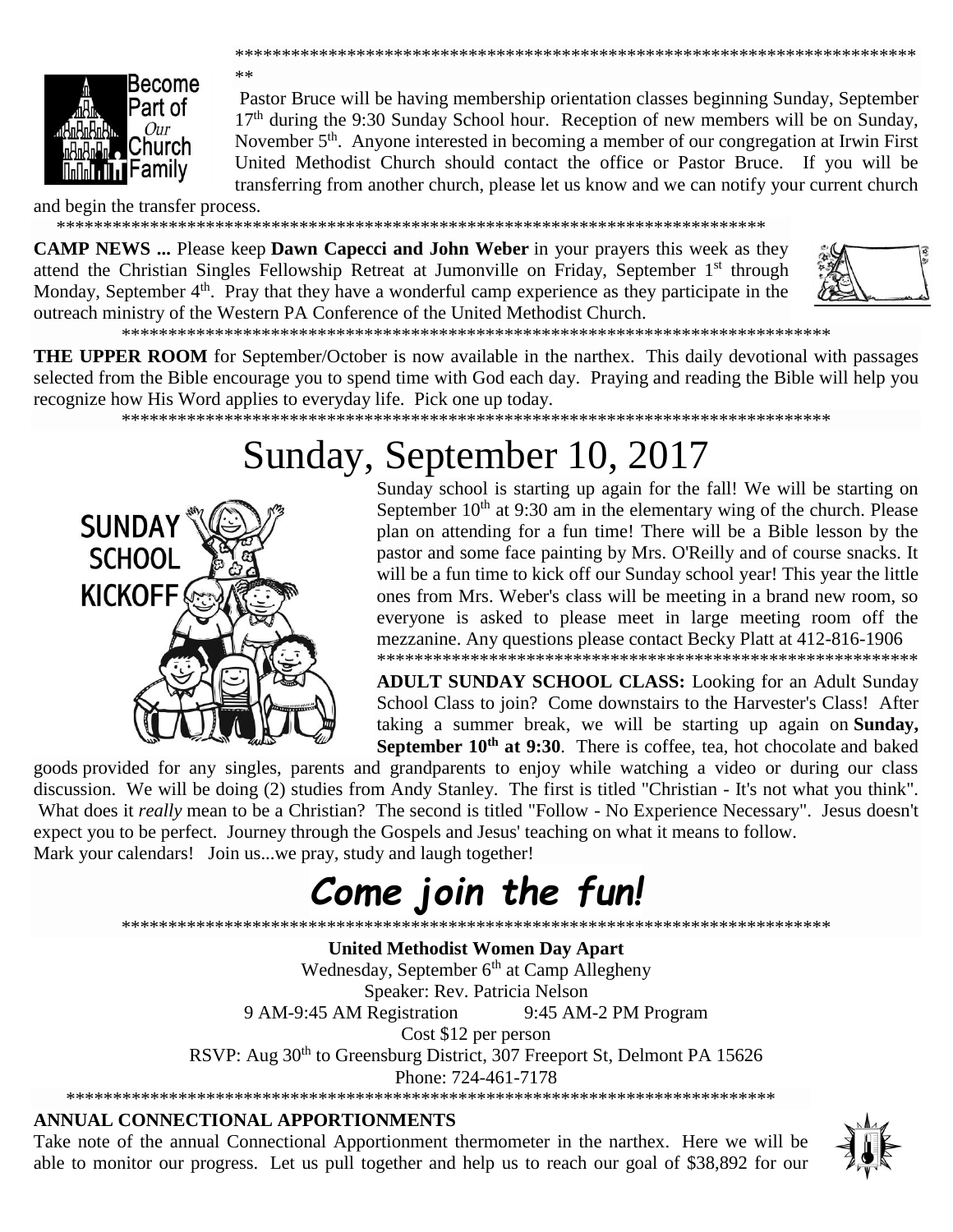\*\*\*\*\*\*\*\*\*\*\*\*\*\*\*\*\*\*\*\*\*\*\*\*\*\*\*\*\*\*\*\*\*\*\*\*\*\*\*\*\*\*\*\*\*\*\*\*\*\*\*\*\*\*\*\*\*\*\*\*\*\*\*\*\*\*\*\*\*\*\*\*\*\*\*\*\*\*\*

Pastor Bruce will be having membership orientation classes beginning Sunday, September 17th during the 9:30 Sunday School hour. Reception of new members will be on Sunday, November 5th. Anyone interested in becoming a member of our congregation at Irwin First United Methodist Church should contact the office or Pastor Bruce. If you will be transferring from another church, please let us know and we can notify your current church and begin the transfer process.

\*\*\*\*\*\*\*\*\*\*\*\*\*\*\*\*\*\*\*\*\*\*\*\*\*\*\*\*\*\*\*\*\*\*\*\*\*\*\*\*\*\*\*\*\*\*\*\*\*\*\*\*\*\*\*\*\*\*\*\*\*\*\*\*\*\*\*\*\*\*\*\*\*\*\*\*\*\*

**CAMP NEWS ...** Please keep **Dawn Capecci and John Weber** in your prayers this week as they attend the Christian Singles Fellowship Retreat at Jumonville on Friday, September 1st through Monday, September 4th. Pray that they have a wonderful camp experience as they participate in the outreach ministry of the Western PA Conference of the United Methodist Church.

\*\*\*\*\*\*\*\*\*\*\*\*\*\*\*\*\*\*\*\*\*\*\*\*\*\*\*\*\*\*\*\*\*\*\*\*\*\*\*\*\*\*\*\*\*\*\*\*\*\*\*\*\*\*\*\*\*\*\*\*\*\*\*\*\*\*\*\*\*\*\*\*\*\*\*\*\*\*

**THE UPPER ROOM** for September/October is now available in the narthex. This daily devotional with passages selected from the Bible encourage you to spend time with God each day. Praying and reading the Bible will help you recognize how His Word applies to everyday life. Pick one up today.

\*\*\*\*\*\*\*\*\*\*\*\*\*\*\*\*\*\*\*\*\*\*\*\*\*\*\*\*\*\*\*\*\*\*\*\*\*\*\*\*\*\*\*\*\*\*\*\*\*\*\*\*\*\*\*\*\*\*\*\*\*\*\*\*\*\*\*\*\*\*\*\*\*\*\*\*\*\*

# Sunday, September 10, 2017

SUNDAY SCHOOL KICKOFF

Sunday school is starting up again for the fall! We will be starting on September 10th at 9:30 am in the elementary wing of the church. Please plan on attending for a fun time! There will be a Bible lesson by the pastor and some face painting by Mrs. O'Reilly and of course snacks. It will be a fun time to kick off our Sunday school year! This year the little ones from Mrs. Weber's class will be meeting in a brand new room, so everyone is asked to please meet in large meeting room off the mezzanine. Any questions please contact Becky Platt at 412-816-1906

\*\*\*\*\*\*\*\*\*\*\*\*\*\*\*\*\*\*\*\*\*\*\*\*\*\*\*\*\*\*\*\*\*\*\*\*\*\*\*\*\*\*\*\*\*\*\*\*\*\*\*\*\*\*\*\*\*\*\*\*

**ADULT SUNDAY SCHOOL CLASS:** Looking for an Adult Sunday School Class to join? Come downstairs to the Harvester's Class! After taking a summer break, we will be starting up again on **Sunday, September 10th at 9:30**. There is coffee, tea, hot chocolate and baked goods provided for any singles, parents and grandparents to enjoy while watching a video or during our class discussion. We will be doing (2) studies from Andy Stanley. The first is titled "Christian - It's not what you think". What does it *really* mean to be a Christian? The second is titled "Follow - No Experience Necessary". Jesus doesn't expect you to be perfect. Journey through the Gospels and Jesus' teaching on what it means to follow.
Mark your calendars! Join us...we pray, study and laugh together!

## *Come join the fun!*

\*\*\*\*\*\*\*\*\*\*\*\*\*\*\*\*\*\*\*\*\*\*\*\*\*\*\*\*\*\*\*\*\*\*\*\*\*\*\*\*\*\*\*\*\*\*\*\*\*\*\*\*\*\*\*\*\*\*\*\*\*\*\*\*\*\*\*\*\*\*\*\*\*\*\*\*\*\*

**United Methodist Women Day Apart**
Wednesday, September 6th at Camp Allegheny
Speaker: Rev. Patricia Nelson
9 AM-9:45 AM Registration 9:45 AM-2 PM Program
Cost $12 per person
RSVP: Aug 30th to Greensburg District, 307 Freeport St, Delmont PA 15626
Phone: 724-461-7178

\*\*\*\*\*\*\*\*\*\*\*\*\*\*\*\*\*\*\*\*\*\*\*\*\*\*\*\*\*\*\*\*\*\*\*\*\*\*\*\*\*\*\*\*\*\*\*\*\*\*\*\*\*\*\*\*\*\*\*\*\*\*\*\*\*\*\*\*\*\*\*\*\*\*\*\*\*\*

**ANNUAL CONNECTIONAL APPORTIONMENTS**

Take note of the annual Connectional Apportionment thermometer in the narthex. Here we will be able to monitor our progress. Let us pull together and help us to reach our goal of $38,892 for our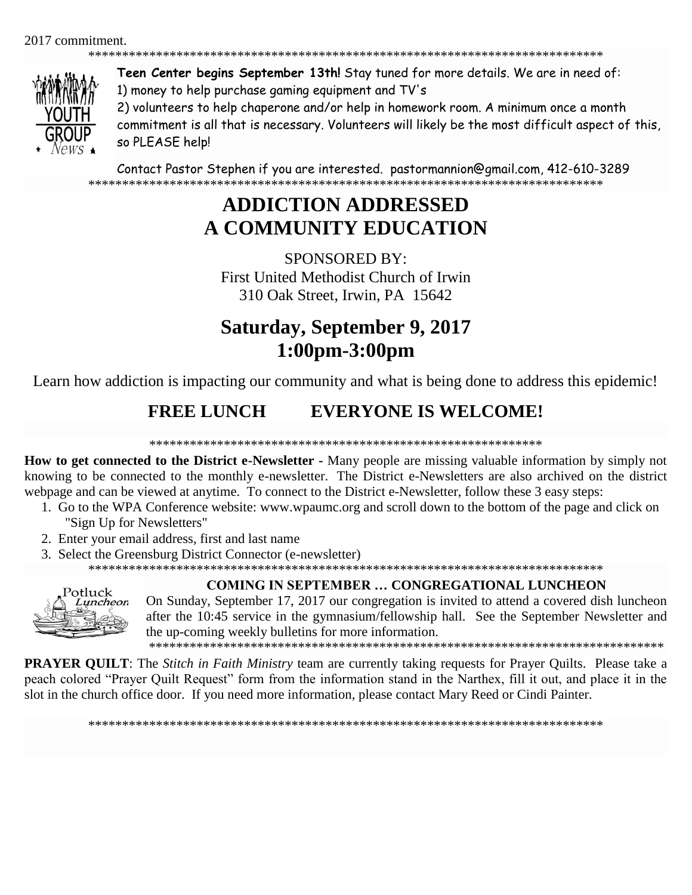2017 commitment.

********************************************************************************

**Teen Center begins September 13th!** Stay tuned for more details. We are in need of:

1) money to help purchase gaming equipment and TV's
2) volunteers to help chaperone and/or help in homework room. A minimum once a month commitment is all that is necessary. Volunteers will likely be the most difficult aspect of this, so PLEASE help!

Contact Pastor Stephen if you are interested. pastormannion@gmail.com, 412-610-3289

********************************************************************************

# ADDICTION ADDRESSED
# A COMMUNITY EDUCATION

SPONSORED BY:
First United Methodist Church of Irwin
310 Oak Street, Irwin, PA 15642

## Saturday, September 9, 2017
## 1:00pm-3:00pm

Learn how addiction is impacting our community and what is being done to address this epidemic!

## FREE LUNCH EVERYONE IS WELCOME!

************************************************************

**How to get connected to the District e-Newsletter -** Many people are missing valuable information by simply not knowing to be connected to the monthly e-newsletter. The District e-Newsletters are also archived on the district webpage and can be viewed at anytime. To connect to the District e-Newsletter, follow these 3 easy steps:

1. Go to the WPA Conference website: www.wpaumc.org and scroll down to the bottom of the page and click on "Sign Up for Newsletters"
2. Enter your email address, first and last name
3. Select the Greensburg District Connector (e-newsletter)

********************************************************************************

**COMING IN SEPTEMBER … CONGREGATIONAL LUNCHEON**

On Sunday, September 17, 2017 our congregation is invited to attend a covered dish luncheon after the 10:45 service in the gymnasium/fellowship hall. See the September Newsletter and the up-coming weekly bulletins for more information.

********************************************************************************

**PRAYER QUILT**: The *Stitch in Faith Ministry* team are currently taking requests for Prayer Quilts. Please take a peach colored "Prayer Quilt Request" form from the information stand in the Narthex, fill it out, and place it in the slot in the church office door. If you need more information, please contact Mary Reed or Cindi Painter.

********************************************************************************